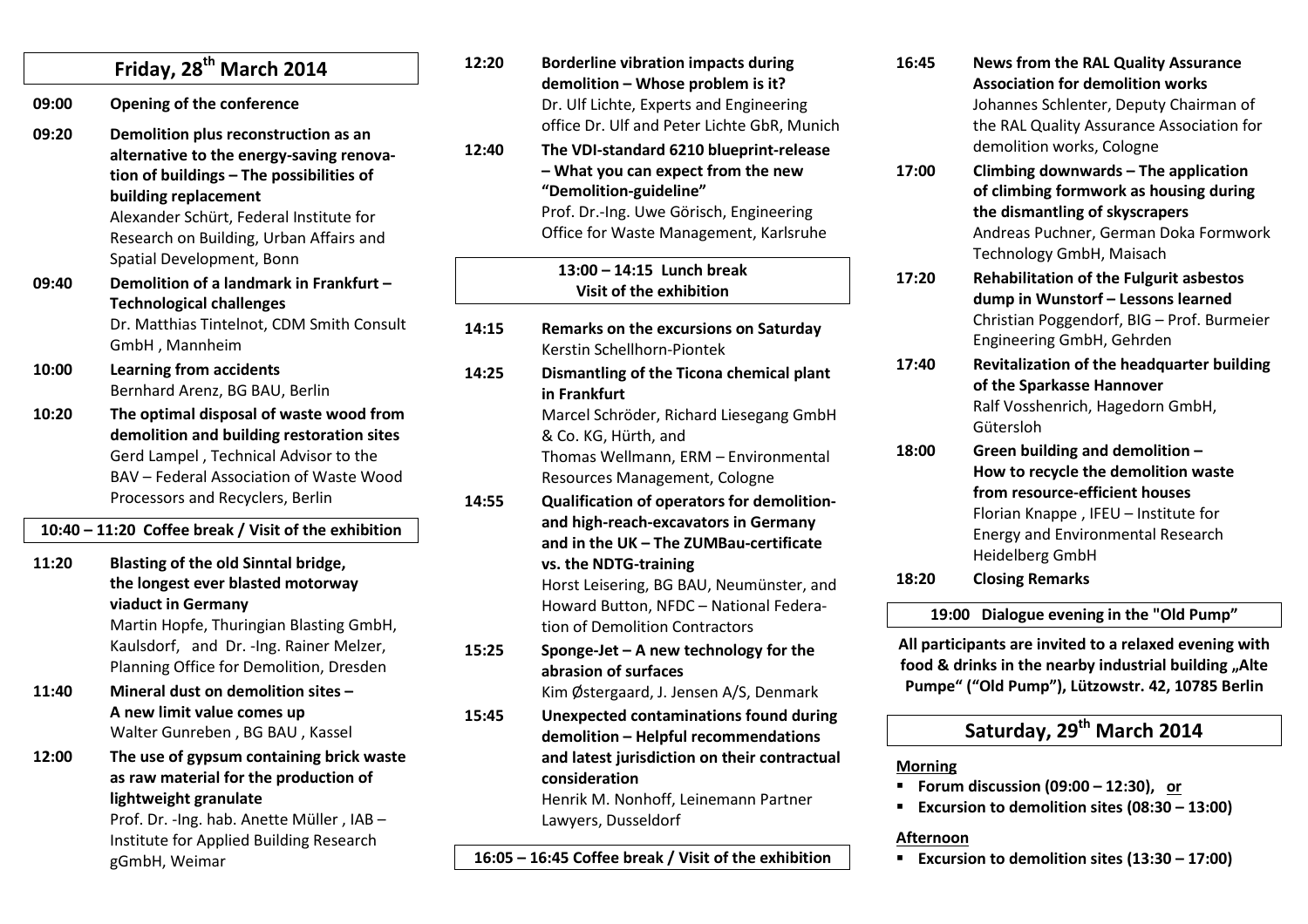## Friday, 28th March 2014

**09:00** **Opening of the conference**

**09:20** **Demolition plus reconstruction as an alternative to the energy-saving renovation of buildings – The possibilities of building replacement**
Alexander Schürt, Federal Institute for Research on Building, Urban Affairs and Spatial Development, Bonn

**09:40** **Demolition of a landmark in Frankfurt – Technological challenges**
Dr. Matthias Tintelnot, CDM Smith Consult GmbH , Mannheim

**10:00** **Learning from accidents**
Bernhard Arenz, BG BAU, Berlin

**10:20** **The optimal disposal of waste wood from demolition and building restoration sites**
Gerd Lampel , Technical Advisor to the BAV – Federal Association of Waste Wood Processors and Recyclers, Berlin

**10:40 – 11:20 Coffee break / Visit of the exhibition**

**11:20** **Blasting of the old Sinntal bridge, the longest ever blasted motorway viaduct in Germany**
Martin Hopfe, Thuringian Blasting GmbH, Kaulsdorf, and Dr. -Ing. Rainer Melzer, Planning Office for Demolition, Dresden

**11:40** **Mineral dust on demolition sites – A new limit value comes up**
Walter Gunreben , BG BAU , Kassel

**12:00** **The use of gypsum containing brick waste as raw material for the production of lightweight granulate**
Prof. Dr. -Ing. hab. Anette Müller , IAB – Institute for Applied Building Research gGmbH, Weimar

**12:20** **Borderline vibration impacts during demolition – Whose problem is it?**
Dr. Ulf Lichte, Experts and Engineering office Dr. Ulf and Peter Lichte GbR, Munich

**12:40** **The VDI-standard 6210 blueprint-release – What you can expect from the new "Demolition-guideline"**
Prof. Dr.-Ing. Uwe Görisch, Engineering Office for Waste Management, Karlsruhe

**13:00 – 14:15 Lunch break**
**Visit of the exhibition**

**14:15** **Remarks on the excursions on Saturday**
Kerstin Schellhorn-Piontek

**14:25** **Dismantling of the Ticona chemical plant in Frankfurt**
Marcel Schröder, Richard Liesegang GmbH & Co. KG, Hürth, and
Thomas Wellmann, ERM – Environmental Resources Management, Cologne

**14:55** **Qualification of operators for demolition- and high-reach-excavators in Germany and in the UK – The ZUMBau-certificate vs. the NDTG-training**
Horst Leisering, BG BAU, Neumünster, and Howard Button, NFDC – National Federation of Demolition Contractors

**15:25** **Sponge-Jet – A new technology for the abrasion of surfaces**
Kim Østergaard, J. Jensen A/S, Denmark

**15:45** **Unexpected contaminations found during demolition – Helpful recommendations and latest jurisdiction on their contractual consideration**
Henrik M. Nonhoff, Leinemann Partner Lawyers, Dusseldorf

**16:05 – 16:45 Coffee break / Visit of the exhibition**

**16:45** **News from the RAL Quality Assurance Association for demolition works**
Johannes Schlenter, Deputy Chairman of the RAL Quality Assurance Association for demolition works, Cologne

**17:00** **Climbing downwards – The application of climbing formwork as housing during the dismantling of skyscrapers**
Andreas Puchner, German Doka Formwork Technology GmbH, Maisach

**17:20** **Rehabilitation of the Fulgurit asbestos dump in Wunstorf – Lessons learned**
Christian Poggendorf, BIG – Prof. Burmeier Engineering GmbH, Gehrden

**17:40** **Revitalization of the headquarter building of the Sparkasse Hannover**
Ralf Vosshenrich, Hagedorn GmbH, Gütersloh

**18:00** **Green building and demolition – How to recycle the demolition waste from resource-efficient houses**
Florian Knappe , IFEU – Institute for Energy and Environmental Research Heidelberg GmbH

**18:20** **Closing Remarks**

**19:00 Dialogue evening in the "Old Pump"**

**All participants are invited to a relaxed evening with food & drinks in the nearby industrial building „Alte Pumpe" ("Old Pump"), Lützowstr. 42, 10785 Berlin**

## Saturday, 29th March 2014

**Morning**

- **Forum discussion (09:00 – 12:30), or**
- **Excursion to demolition sites (08:30 – 13:00)**

**Afternoon**

- **Excursion to demolition sites (13:30 – 17:00)**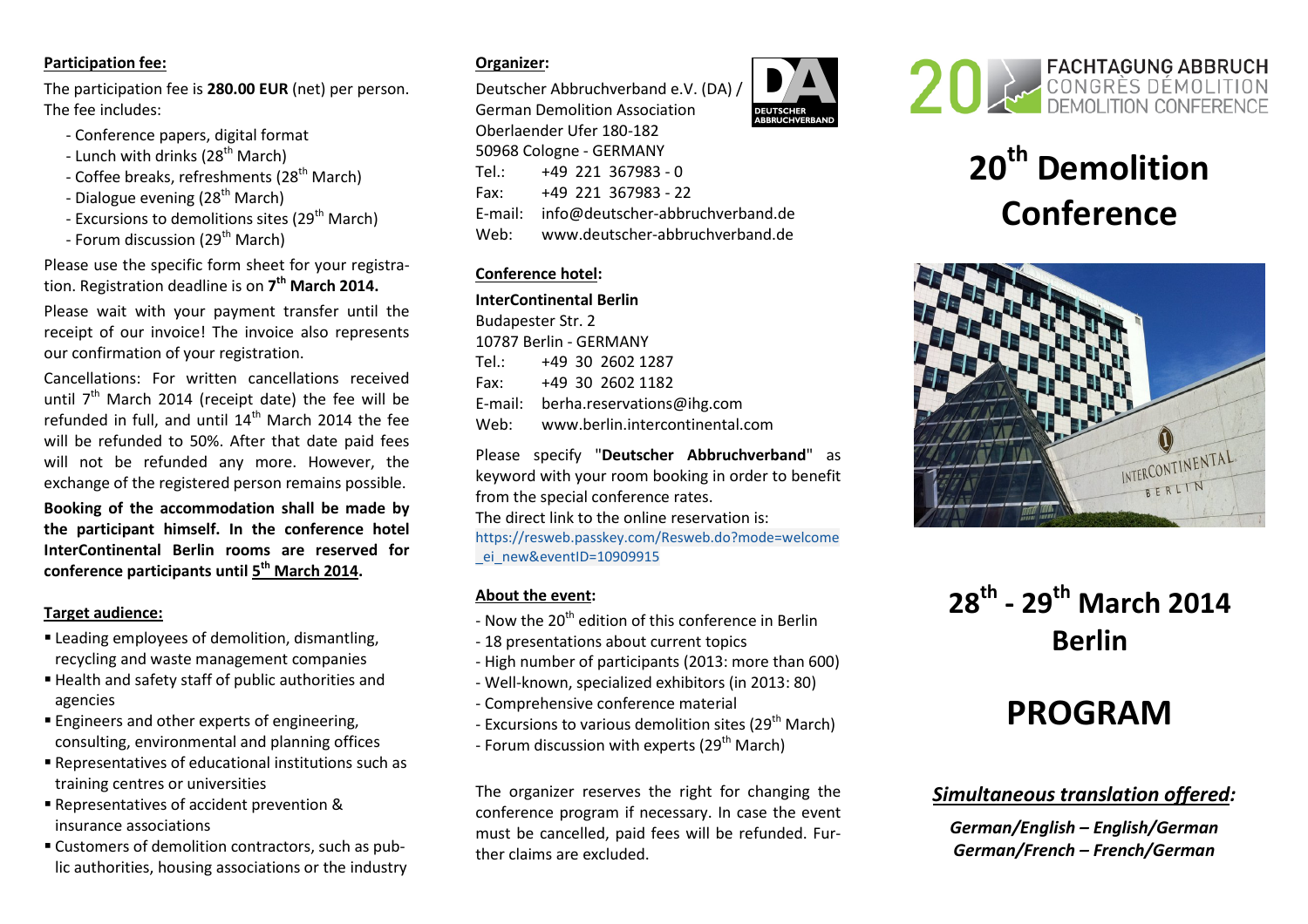**Participation fee:**

The participation fee is **280.00 EUR** (net) per person. The fee includes:

- Conference papers, digital format
- Lunch with drinks (28th March)
- Coffee breaks, refreshments (28th March)
- Dialogue evening (28th March)
- Excursions to demolitions sites (29th March)
- Forum discussion (29th March)

Please use the specific form sheet for your registration. Registration deadline is on **7th March 2014.**

Please wait with your payment transfer until the receipt of our invoice! The invoice also represents our confirmation of your registration.

Cancellations: For written cancellations received until 7th March 2014 (receipt date) the fee will be refunded in full, and until 14th March 2014 the fee will be refunded to 50%. After that date paid fees will not be refunded any more. However, the exchange of the registered person remains possible.

**Booking of the accommodation shall be made by the participant himself. In the conference hotel InterContinental Berlin rooms are reserved for conference participants until 5th March 2014.**

**Target audience:**

- Leading employees of demolition, dismantling, recycling and waste management companies
- Health and safety staff of public authorities and agencies
- Engineers and other experts of engineering, consulting, environmental and planning offices
- Representatives of educational institutions such as training centres or universities
- Representatives of accident prevention & insurance associations
- Customers of demolition contractors, such as public authorities, housing associations or the industry

**Organizer:**

Deutscher Abbruchverband e.V. (DA) / German Demolition Association
Oberlaender Ufer 180-182
50968 Cologne - GERMANY
Tel.: +49 221 367983 - 0
Fax: +49 221 367983 - 22
E-mail: info@deutscher-abbruchverband.de
Web: www.deutscher-abbruchverband.de

**Conference hotel:**

**InterContinental Berlin**
Budapester Str. 2
10787 Berlin - GERMANY
Tel.: +49 30 2602 1287
Fax: +49 30 2602 1182
E-mail: berha.reservations@ihg.com
Web: www.berlin.intercontinental.com

Please specify "**Deutscher Abbruchverband**" as keyword with your room booking in order to benefit from the special conference rates.
The direct link to the online reservation is:
https://resweb.passkey.com/Resweb.do?mode=welcome_ei_new&eventID=10909915

**About the event:**

- Now the 20th edition of this conference in Berlin
- 18 presentations about current topics
- High number of participants (2013: more than 600)
- Well-known, specialized exhibitors (in 2013: 80)
- Comprehensive conference material
- Excursions to various demolition sites (29th March)
- Forum discussion with experts (29th March)

The organizer reserves the right for changing the conference program if necessary. In case the event must be cancelled, paid fees will be refunded. Further claims are excluded.

20 FACHTAGUNG ABBRUCH
CONGRÈS DÉMOLITION
DEMOLITION CONFERENCE

# 20th Demolition Conference

## 28th - 29th March 2014
## Berlin

# PROGRAM

***Simultaneous translation offered:***

***German/English – English/German***
***German/French – French/German***